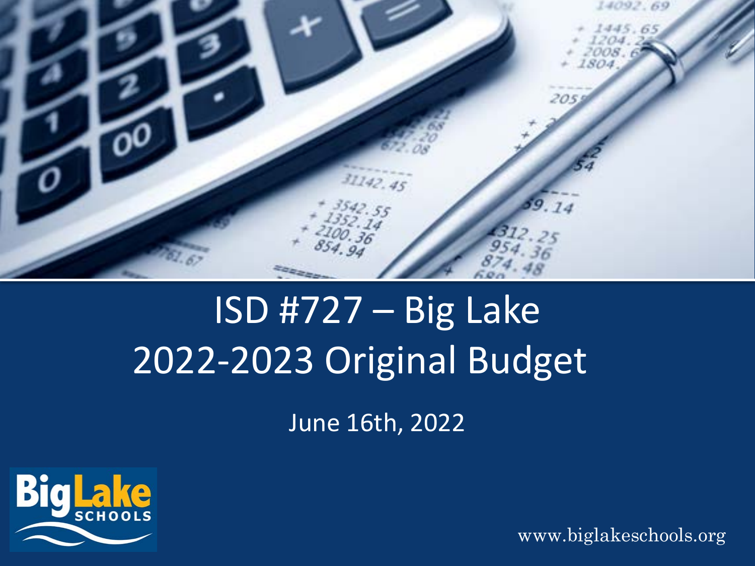# ISD #727 – Big Lake 2022-2023 Original Budget

June 16th, 2022

www.biglakeschools.org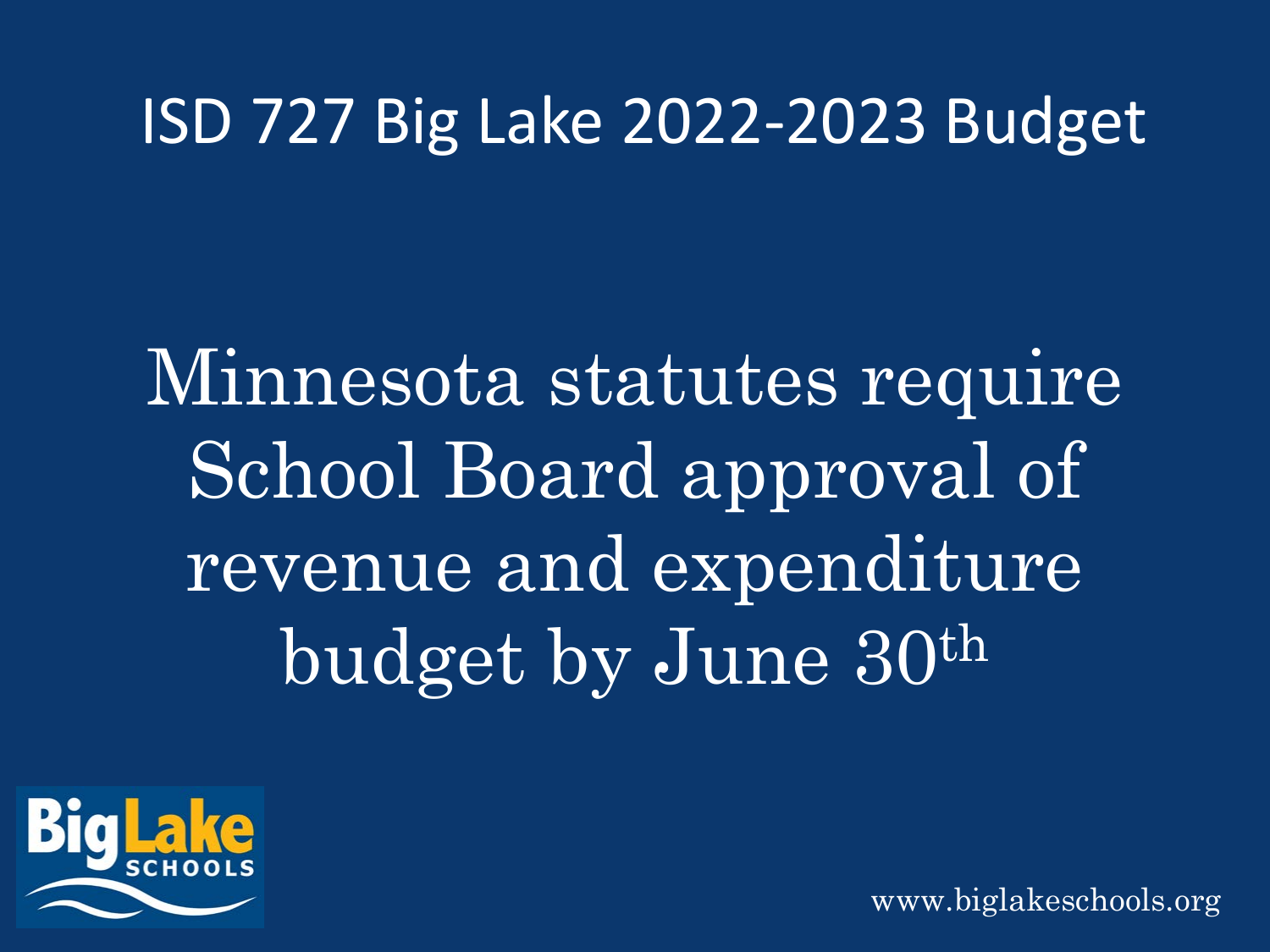# ISD 727 Big Lake 2022-2023 Budget

Minnesota statutes require School Board approval of revenue and expenditure budget by June 30th

www.biglakeschools.org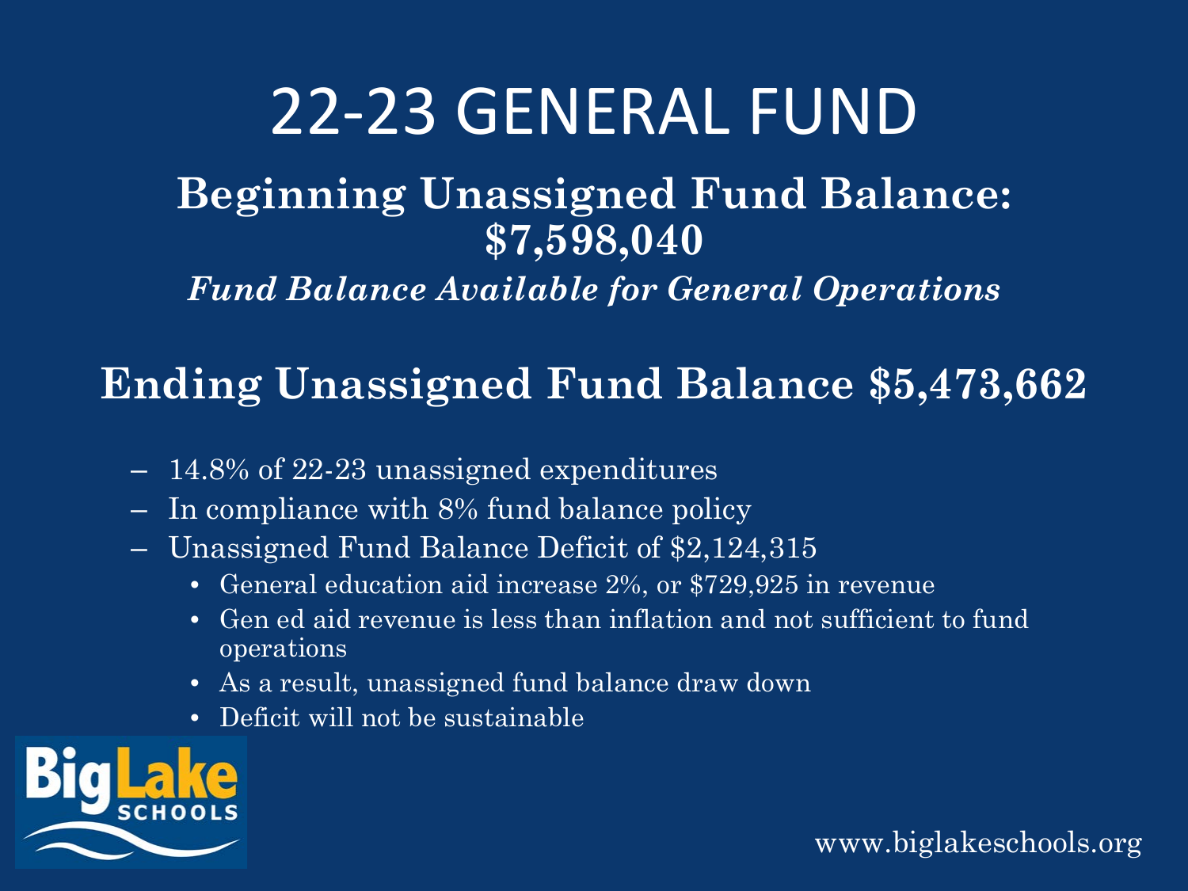# 22-23 GENERAL FUND

## Beginning Unassigned Fund Balance: $7,598,040

***Fund Balance Available for General Operations***

## Ending Unassigned Fund Balance $5,473,662

- 14.8% of 22-23 unassigned expenditures
- In compliance with 8% fund balance policy
- Unassigned Fund Balance Deficit of $2,124,315
  - General education aid increase 2%, or $729,925 in revenue
  - Gen ed aid revenue is less than inflation and not sufficient to fund operations
  - As a result, unassigned fund balance draw down
  - Deficit will not be sustainable

www.biglakeschools.org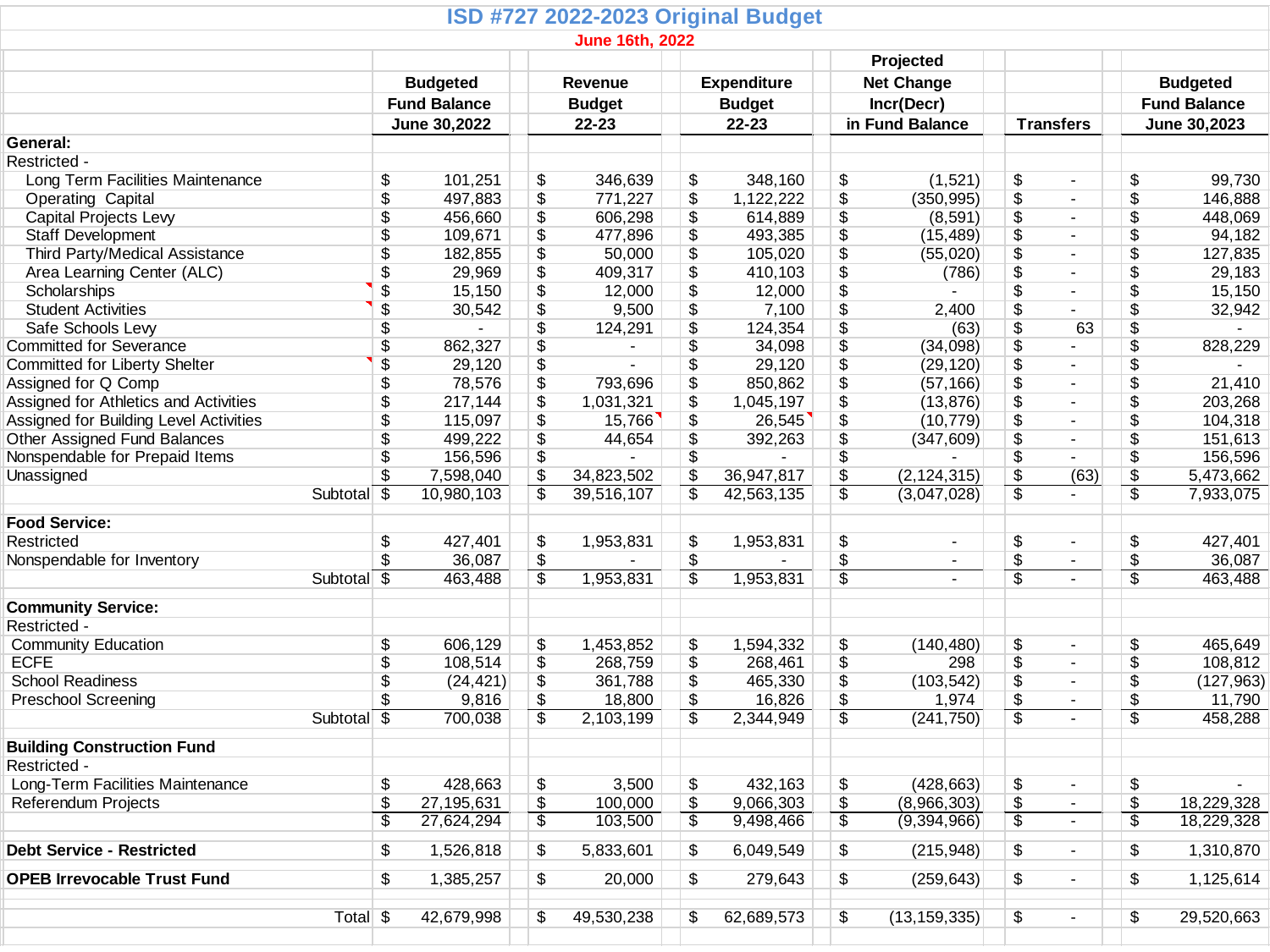# ISD #727 2022-2023 Original Budget

June 16th, 2022

| | Budgeted Fund Balance June 30,2022 | Revenue Budget 22-23 | Expenditure Budget 22-23 | Projected Net Change Incr(Decr) in Fund Balance | Transfers | Budgeted Fund Balance June 30,2023 |
|---|---|---|---|---|---|---|
| **General:** | | | | | | |
| Restricted - | | | | | | |
| Long Term Facilities Maintenance | $ 101,251 | $ 346,639 | $ 348,160 | $ (1,521) | $ - | $ 99,730 |
| Operating Capital | $ 497,883 | $ 771,227 | $ 1,122,222 | $ (350,995) | $ - | $ 146,888 |
| Capital Projects Levy | $ 456,660 | $ 606,298 | $ 614,889 | $ (8,591) | $ - | $ 448,069 |
| Staff Development | $ 109,671 | $ 477,896 | $ 493,385 | $ (15,489) | $ - | $ 94,182 |
| Third Party/Medical Assistance | $ 182,855 | $ 50,000 | $ 105,020 | $ (55,020) | $ - | $ 127,835 |
| Area Learning Center (ALC) | $ 29,969 | $ 409,317 | $ 410,103 | $ (786) | $ - | $ 29,183 |
| Scholarships | $ 15,150 | $ 12,000 | $ 12,000 | $ - | $ - | $ 15,150 |
| Student Activities | $ 30,542 | $ 9,500 | $ 7,100 | $ 2,400 | $ - | $ 32,942 |
| Safe Schools Levy | $ - | $ 124,291 | $ 124,354 | $ (63) | $ 63 | $ - |
| Committed for Severance | $ 862,327 | $ - | $ 34,098 | $ (34,098) | $ - | $ 828,229 |
| Committed for Liberty Shelter | $ 29,120 | $ - | $ 29,120 | $ (29,120) | $ - | $ - |
| Assigned for Q Comp | $ 78,576 | $ 793,696 | $ 850,862 | $ (57,166) | $ - | $ 21,410 |
| Assigned for Athletics and Activities | $ 217,144 | $ 1,031,321 | $ 1,045,197 | $ (13,876) | $ - | $ 203,268 |
| Assigned for Building Level Activities | $ 115,097 | $ 15,766 | $ 26,545 | $ (10,779) | $ - | $ 104,318 |
| Other Assigned Fund Balances | $ 499,222 | $ 44,654 | $ 392,263 | $ (347,609) | $ - | $ 151,613 |
| Nonspendable for Prepaid Items | $ 156,596 | $ - | $ - | $ - | $ - | $ 156,596 |
| Unassigned | $ 7,598,040 | $ 34,823,502 | $ 36,947,817 | $ (2,124,315) | $ (63) | $ 5,473,662 |
| Subtotal | $ 10,980,103 | $ 39,516,107 | $ 42,563,135 | $ (3,047,028) | $ - | $ 7,933,075 |
| **Food Service:** | | | | | | |
| Restricted | $ 427,401 | $ 1,953,831 | $ 1,953,831 | $ - | $ - | $ 427,401 |
| Nonspendable for Inventory | $ 36,087 | $ - | $ - | $ - | $ - | $ 36,087 |
| Subtotal | $ 463,488 | $ 1,953,831 | $ 1,953,831 | $ - | $ - | $ 463,488 |
| **Community Service:** | | | | | | |
| Restricted - | | | | | | |
| Community Education | $ 606,129 | $ 1,453,852 | $ 1,594,332 | $ (140,480) | $ - | $ 465,649 |
| ECFE | $ 108,514 | $ 268,759 | $ 268,461 | $ 298 | $ - | $ 108,812 |
| School Readiness | $ (24,421) | $ 361,788 | $ 465,330 | $ (103,542) | $ - | $ (127,963) |
| Preschool Screening | $ 9,816 | $ 18,800 | $ 16,826 | $ 1,974 | $ - | $ 11,790 |
| Subtotal | $ 700,038 | $ 2,103,199 | $ 2,344,949 | $ (241,750) | $ - | $ 458,288 |
| **Building Construction Fund** | | | | | | |
| Restricted - | | | | | | |
| Long-Term Facilities Maintenance | $ 428,663 | $ 3,500 | $ 432,163 | $ (428,663) | $ - | $ - |
| Referendum Projects | $ 27,195,631 | $ 100,000 | $ 9,066,303 | $ (8,966,303) | $ - | $ 18,229,328 |
| | $ 27,624,294 | $ 103,500 | $ 9,498,466 | $ (9,394,966) | $ - | $ 18,229,328 |
| **Debt Service - Restricted** | $ 1,526,818 | $ 5,833,601 | $ 6,049,549 | $ (215,948) | $ - | $ 1,310,870 |
| **OPEB Irrevocable Trust Fund** | $ 1,385,257 | $ 20,000 | $ 279,643 | $ (259,643) | $ - | $ 1,125,614 |
| Total | $ 42,679,998 | $ 49,530,238 | $ 62,689,573 | $ (13,159,335) | $ - | $ 29,520,663 |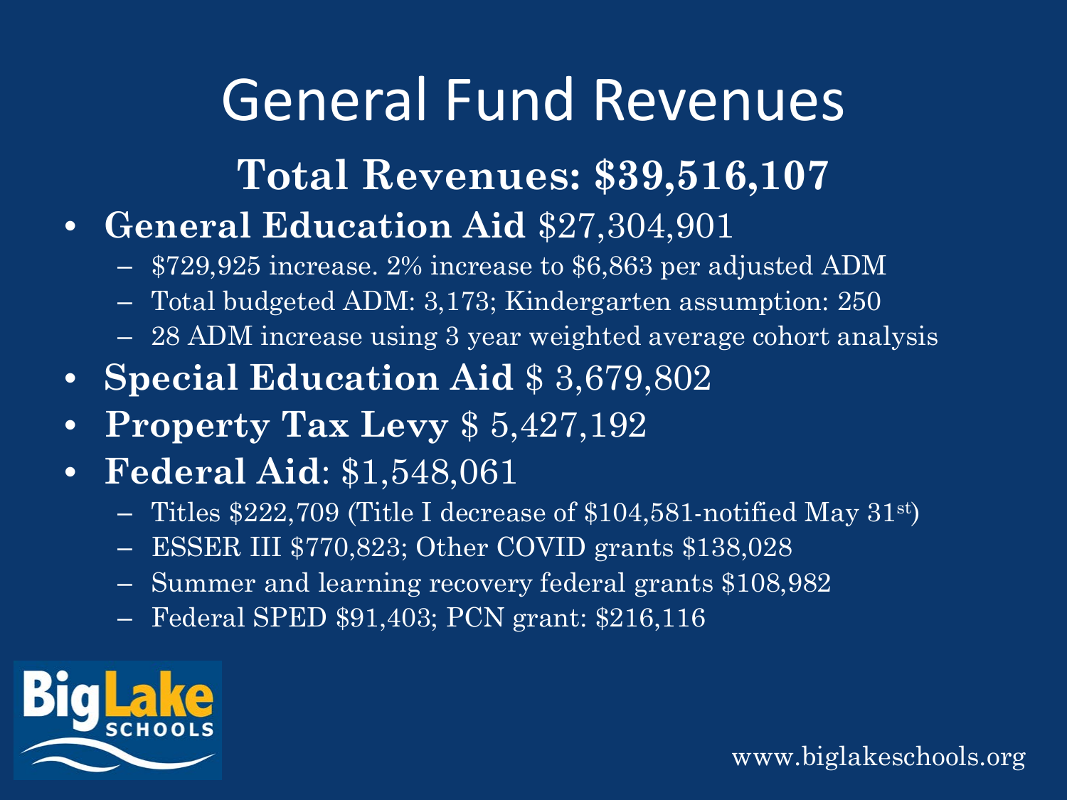# General Fund Revenues

## Total Revenues: $39,516,107

- **General Education Aid** $27,304,901
  - $729,925 increase. 2% increase to $6,863 per adjusted ADM
  - Total budgeted ADM: 3,173; Kindergarten assumption: 250
  - 28 ADM increase using 3 year weighted average cohort analysis
- **Special Education Aid** $ 3,679,802
- **Property Tax Levy** $ 5,427,192
- **Federal Aid**: $1,548,061
  - Titles $222,709 (Title I decrease of $104,581-notified May 31st)
  - ESSER III $770,823; Other COVID grants $138,028
  - Summer and learning recovery federal grants $108,982
  - Federal SPED $91,403; PCN grant: $216,116

Big Lake SCHOOLS

www.biglakeschools.org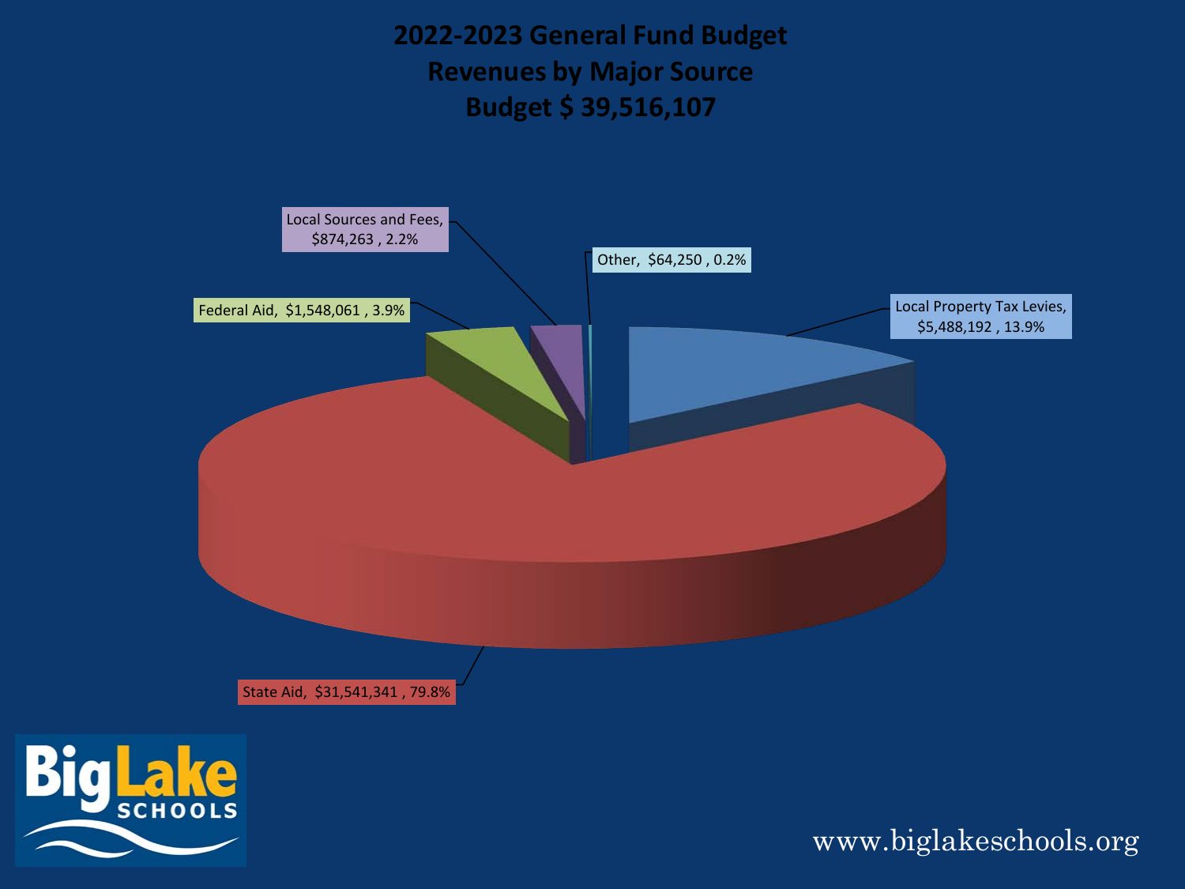# 2022-2023 General Fund Budget
## Revenues by Major Source
## Budget $ 39,516,107

| Source | Amount | Percent |
| --- | --- | --- |
| State Aid | $31,541,341 | 79.8% |
| Local Property Tax Levies | $5,488,192 | 13.9% |
| Federal Aid | $1,548,061 | 3.9% |
| Local Sources and Fees | $874,263 | 2.2% |
| Other | $64,250 | 0.2% |

Big Lake Schools

www.biglakeschools.org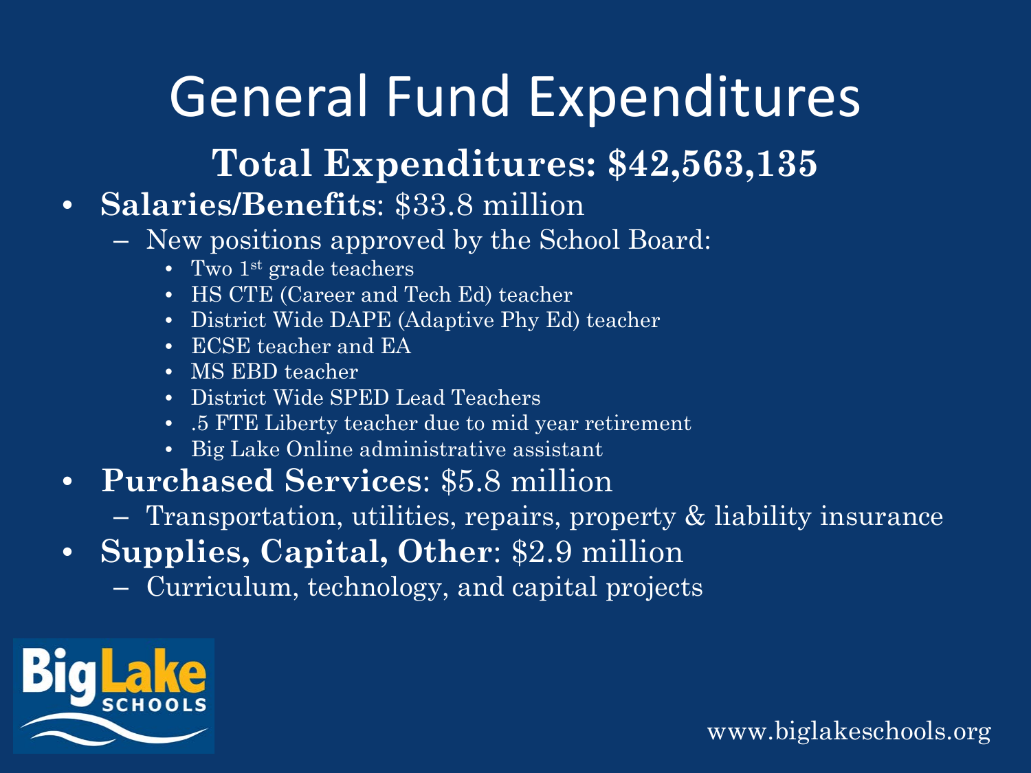# General Fund Expenditures

**Total Expenditures: $42,563,135**

- **Salaries/Benefits**: $33.8 million
  - New positions approved by the School Board:
    - Two 1st grade teachers
    - HS CTE (Career and Tech Ed) teacher
    - District Wide DAPE (Adaptive Phy Ed) teacher
    - ECSE teacher and EA
    - MS EBD teacher
    - District Wide SPED Lead Teachers
    - .5 FTE Liberty teacher due to mid year retirement
    - Big Lake Online administrative assistant
- **Purchased Services**: $5.8 million
  - Transportation, utilities, repairs, property & liability insurance
- **Supplies, Capital, Other**: $2.9 million
  - Curriculum, technology, and capital projects

Big Lake SCHOOLS

www.biglakeschools.org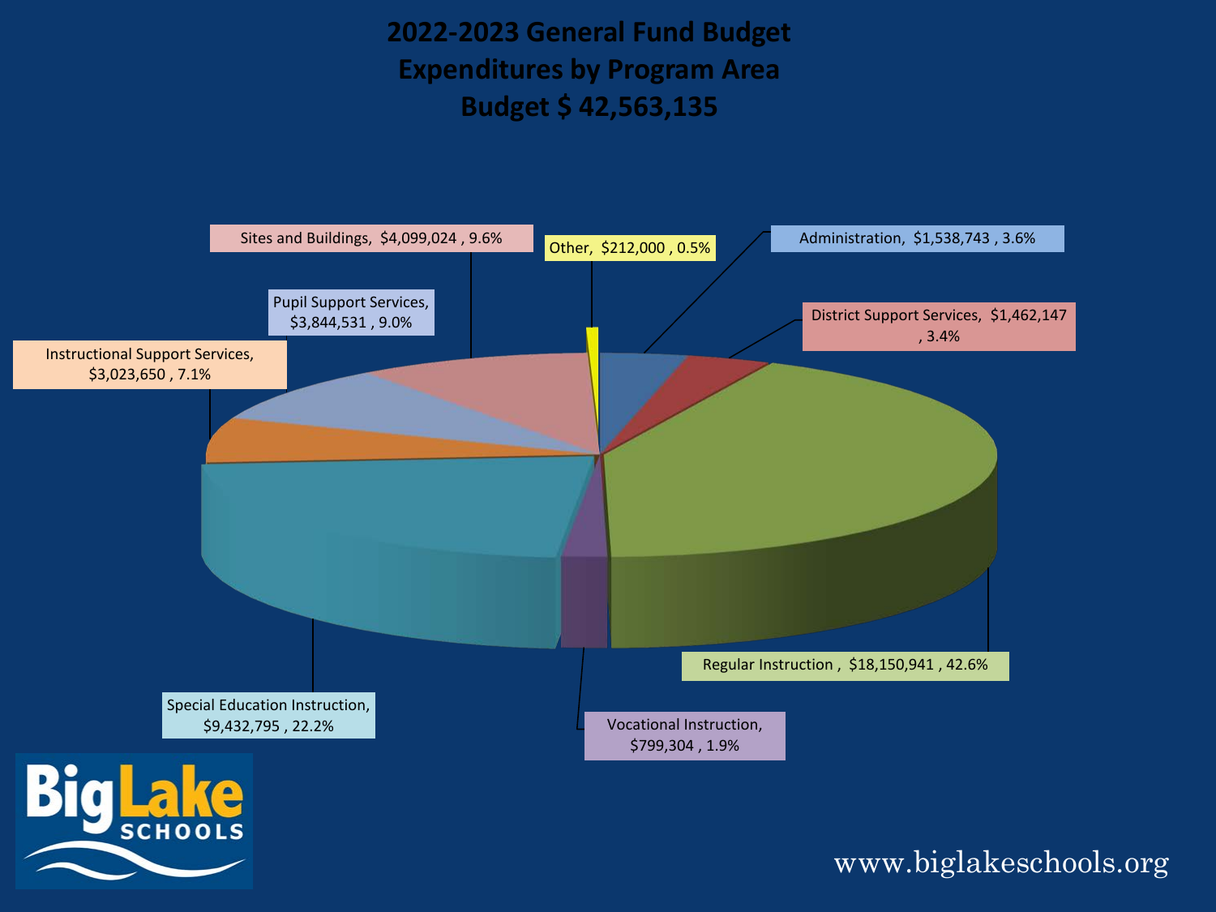# 2022-2023 General Fund Budget
# Expenditures by Program Area
# Budget $ 42,563,135

| Program Area | Amount | Percent |
| --- | --- | --- |
| Regular Instruction | $18,150,941 | 42.6% |
| Special Education Instruction | $9,432,795 | 22.2% |
| Sites and Buildings | $4,099,024 | 9.6% |
| Pupil Support Services | $3,844,531 | 9.0% |
| Instructional Support Services | $3,023,650 | 7.1% |
| Administration | $1,538,743 | 3.6% |
| District Support Services | $1,462,147 | 3.4% |
| Vocational Instruction | $799,304 | 1.9% |
| Other | $212,000 | 0.5% |

Big Lake Schools

www.biglakeschools.org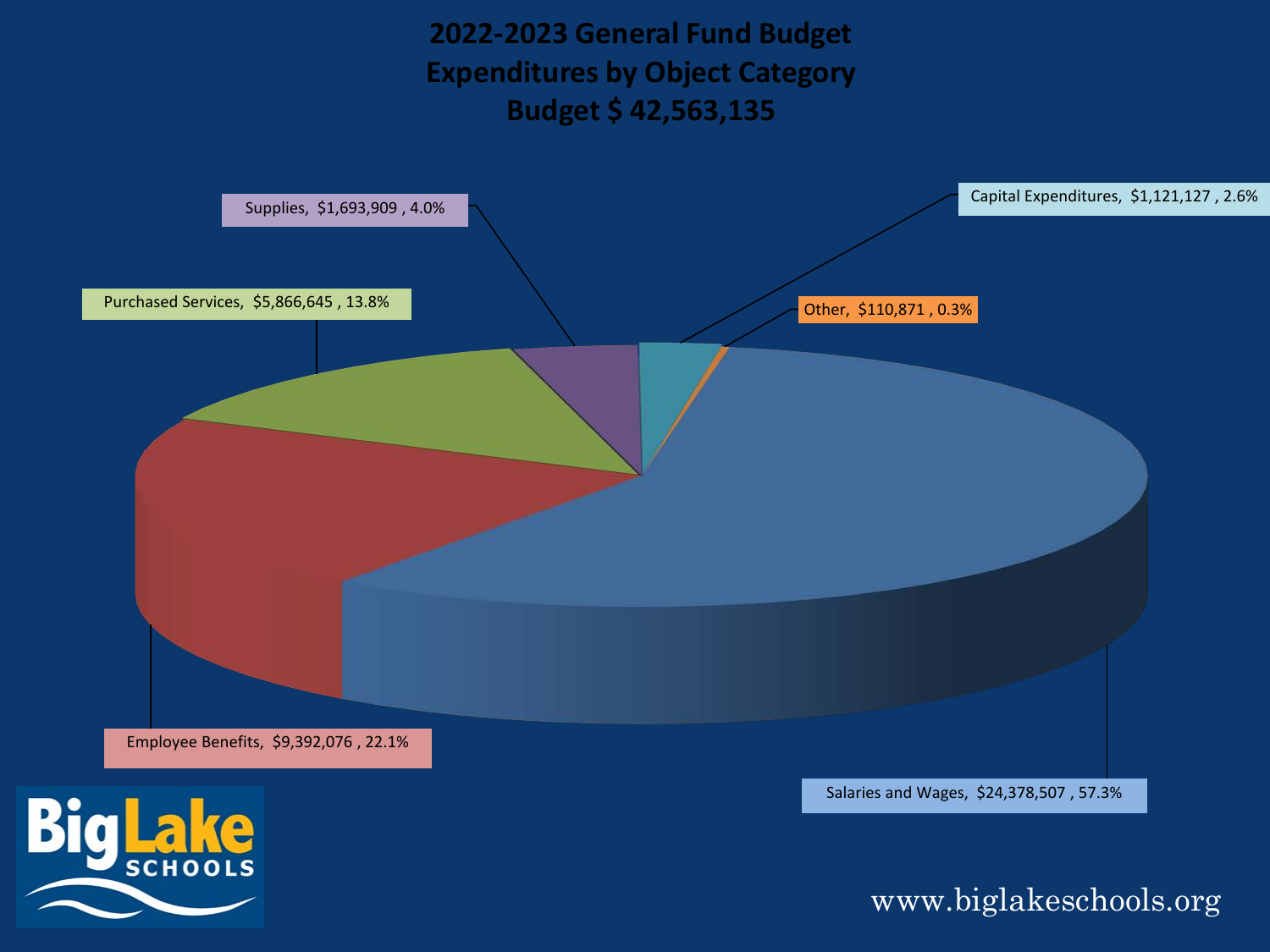# 2022-2023 General Fund Budget
# Expenditures by Object Category
# Budget $ 42,563,135

Supplies, $1,693,909 , 4.0%

Capital Expenditures, $1,121,127 , 2.6%

Purchased Services, $5,866,645 , 13.8%

Other, $110,871 , 0.3%

Employee Benefits, $9,392,076 , 22.1%

Salaries and Wages, $24,378,507 , 57.3%

Big Lake SCHOOLS

www.biglakeschools.org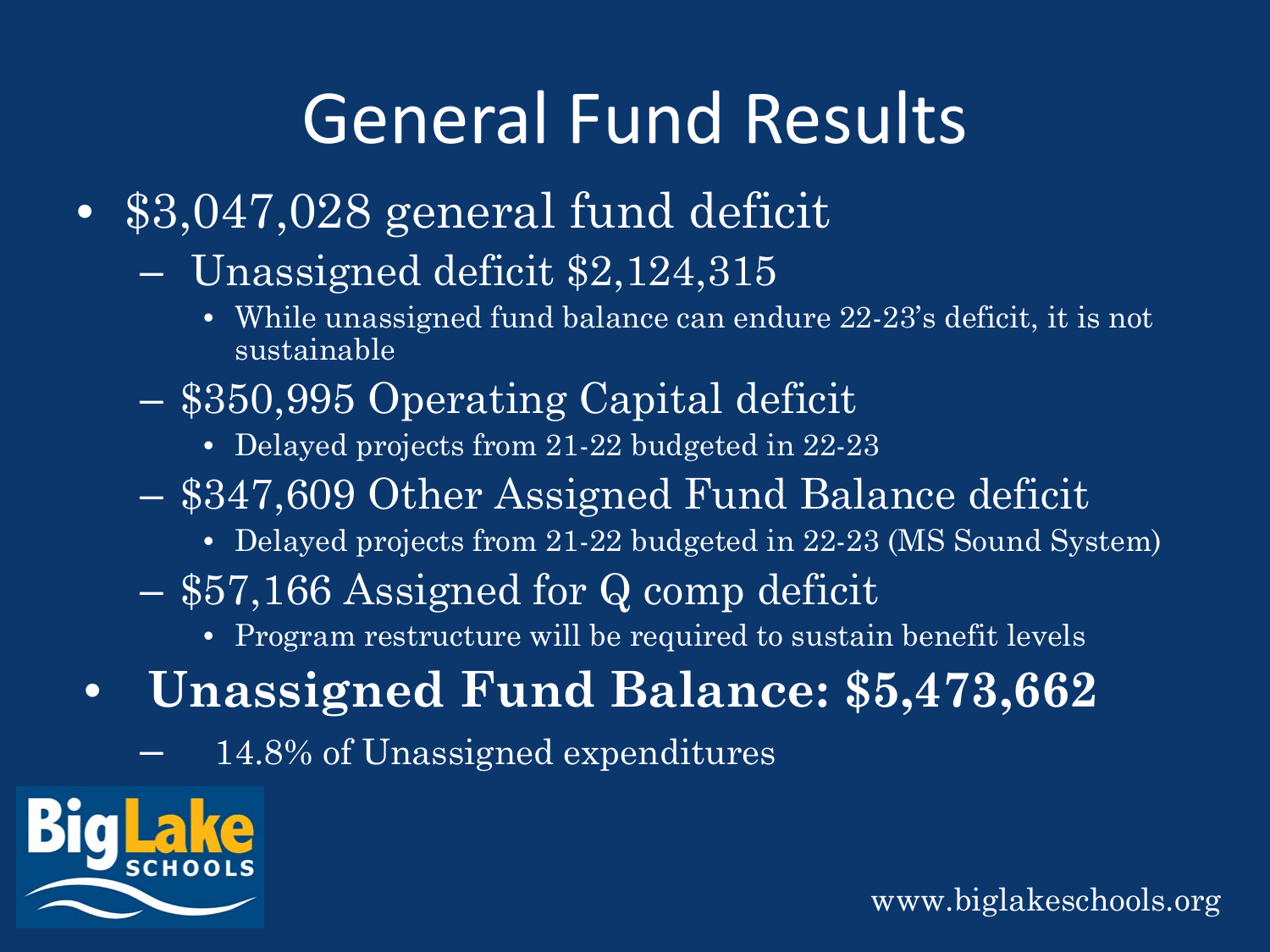# General Fund Results

- $3,047,028 general fund deficit
  - Unassigned deficit $2,124,315
    - While unassigned fund balance can endure 22-23's deficit, it is not sustainable
  - $350,995 Operating Capital deficit
    - Delayed projects from 21-22 budgeted in 22-23
  - $347,609 Other Assigned Fund Balance deficit
    - Delayed projects from 21-22 budgeted in 22-23 (MS Sound System)
  - $57,166 Assigned for Q comp deficit
    - Program restructure will be required to sustain benefit levels
- **Unassigned Fund Balance: $5,473,662**
  - 14.8% of Unassigned expenditures

Big Lake SCHOOLS

www.biglakeschools.org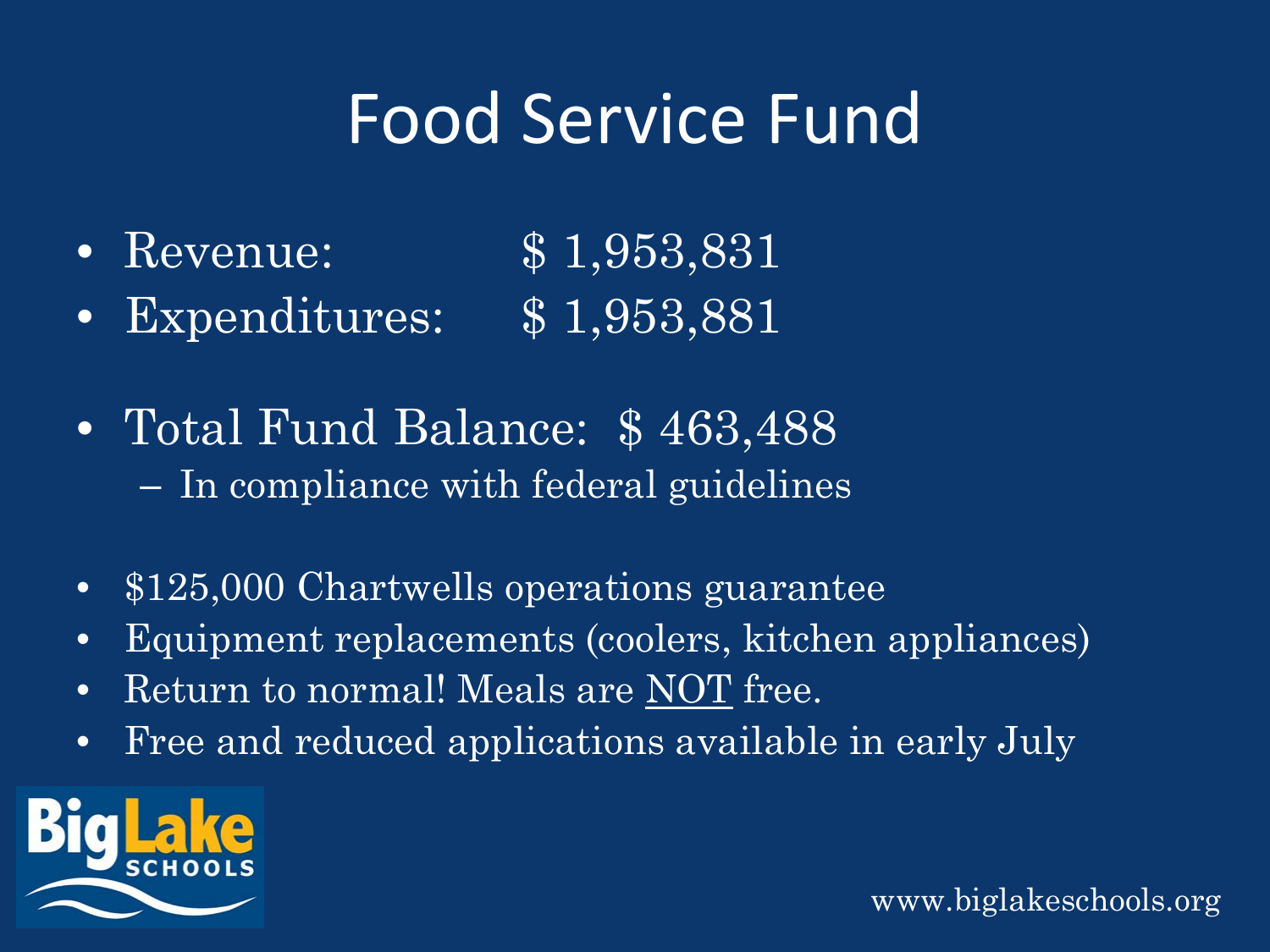# Food Service Fund

- Revenue: $ 1,953,831
- Expenditures: $ 1,953,881

- Total Fund Balance: $ 463,488
  - In compliance with federal guidelines

- $125,000 Chartwells operations guarantee
- Equipment replacements (coolers, kitchen appliances)
- Return to normal! Meals are <u>NOT</u> free.
- Free and reduced applications available in early July

Big Lake SCHOOLS

www.biglakeschools.org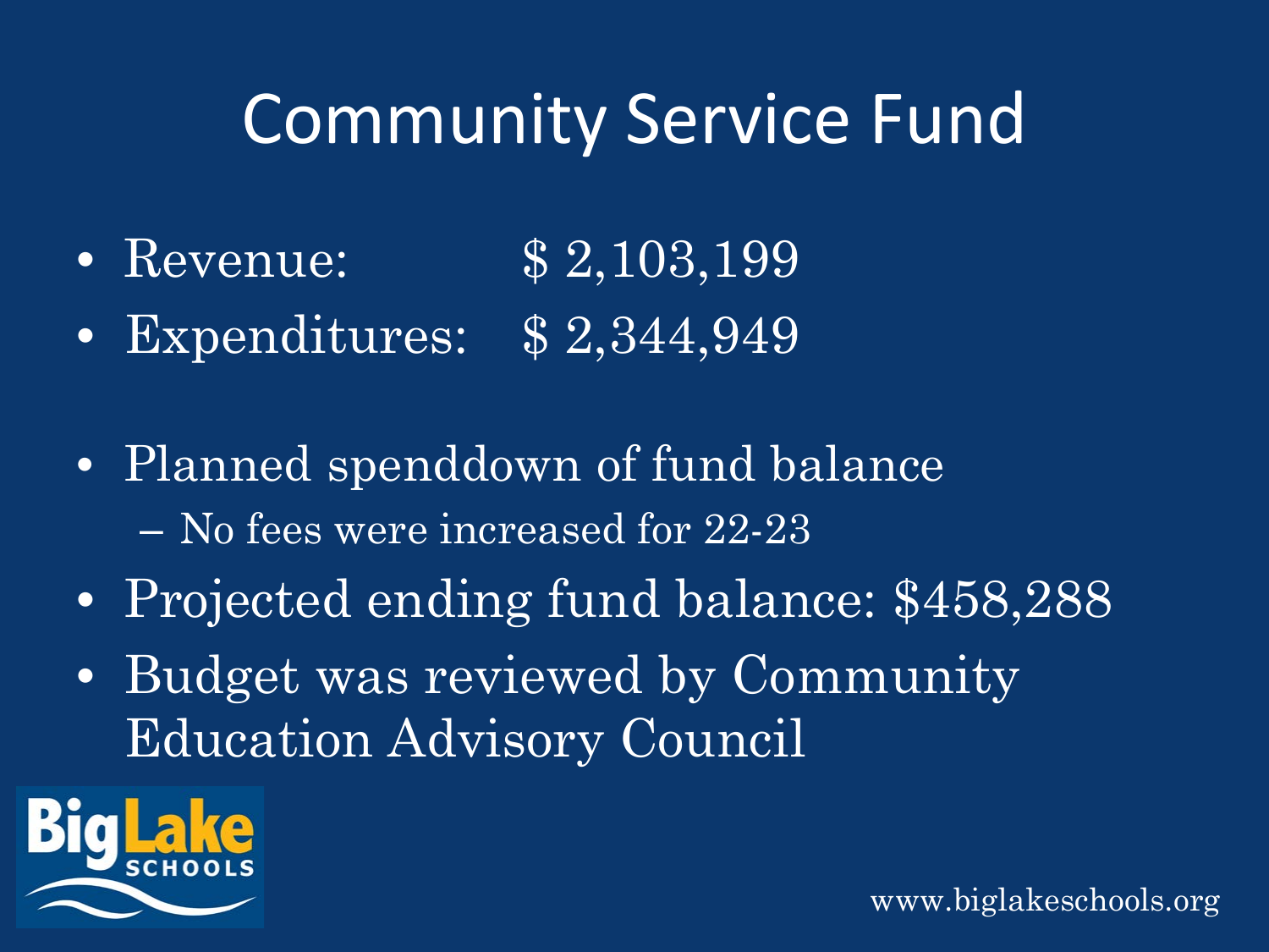# Community Service Fund

- Revenue: $ 2,103,199
- Expenditures: $ 2,344,949

- Planned spenddown of fund balance
  - No fees were increased for 22-23
- Projected ending fund balance: $458,288
- Budget was reviewed by Community Education Advisory Council

Big Lake SCHOOLS

www.biglakeschools.org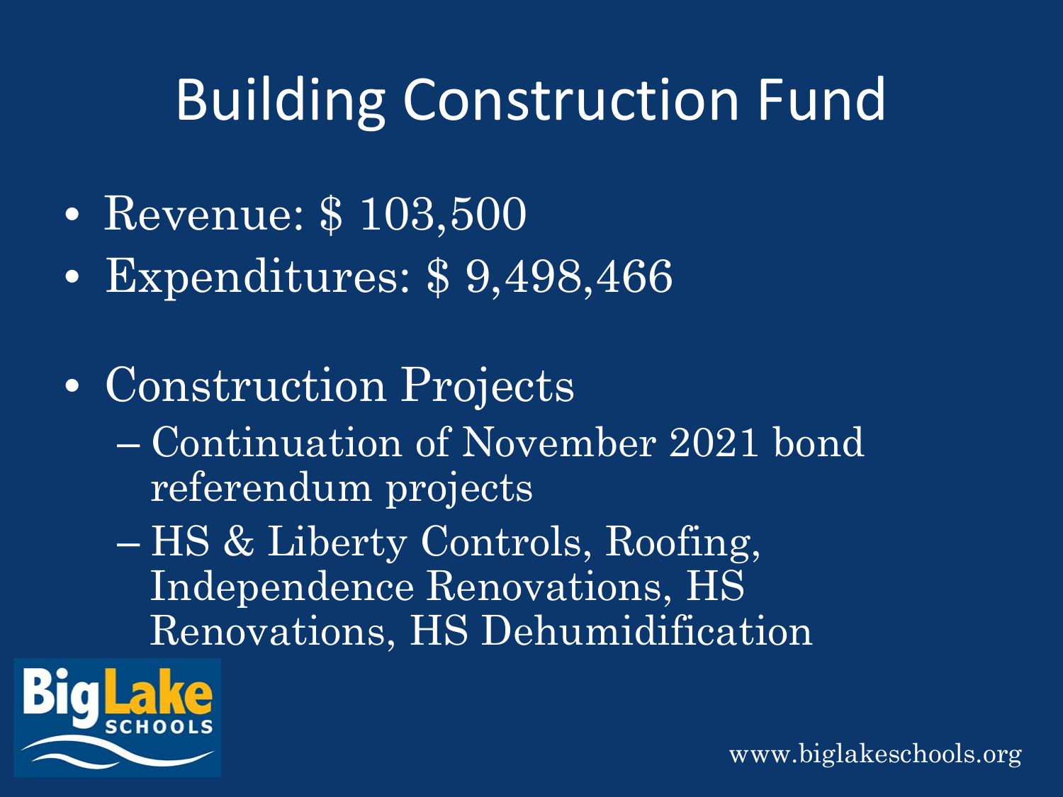# Building Construction Fund

- Revenue: $ 103,500
- Expenditures: $ 9,498,466

- Construction Projects
  - Continuation of November 2021 bond referendum projects
  - HS & Liberty Controls, Roofing, Independence Renovations, HS Renovations, HS Dehumidification

www.biglakeschools.org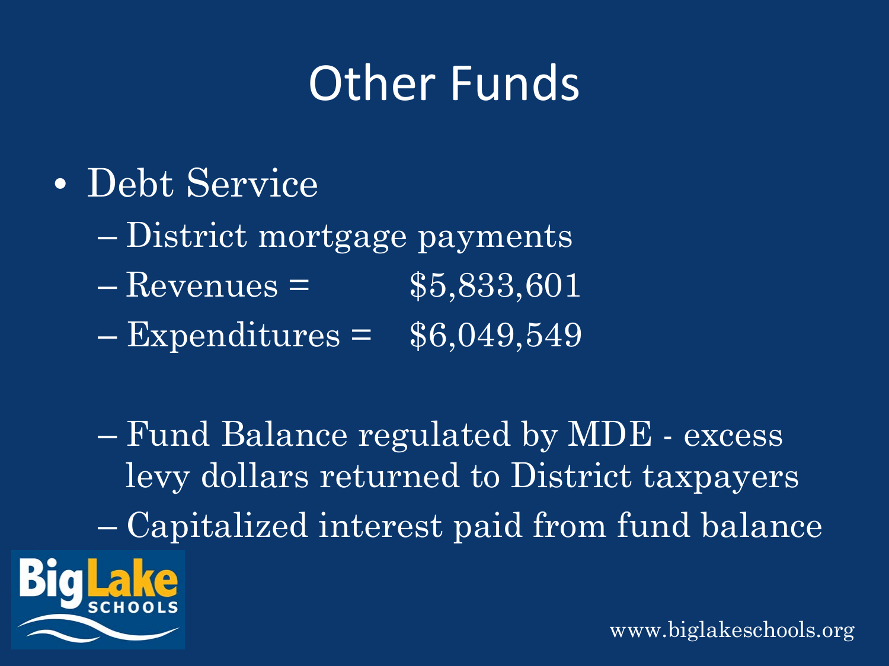# Other Funds

- Debt Service
  - District mortgage payments
  - Revenues = $5,833,601
  - Expenditures = $6,049,549
  - Fund Balance regulated by MDE - excess levy dollars returned to District taxpayers
  - Capitalized interest paid from fund balance

www.biglakeschools.org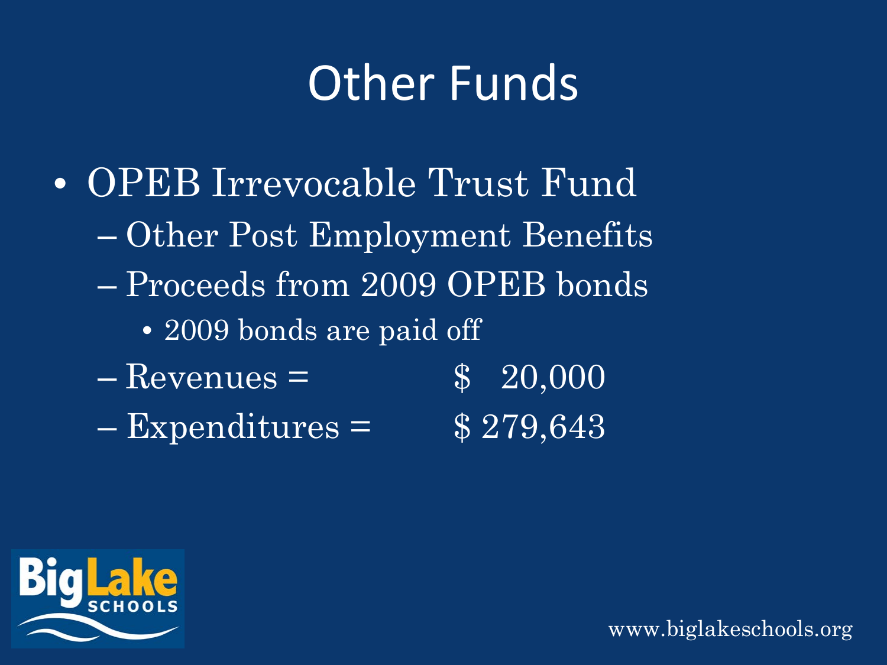# Other Funds

- OPEB Irrevocable Trust Fund
  - Other Post Employment Benefits
  - Proceeds from 2009 OPEB bonds
    - 2009 bonds are paid off
  - Revenues = $ 20,000
  - Expenditures = $ 279,643

www.biglakeschools.org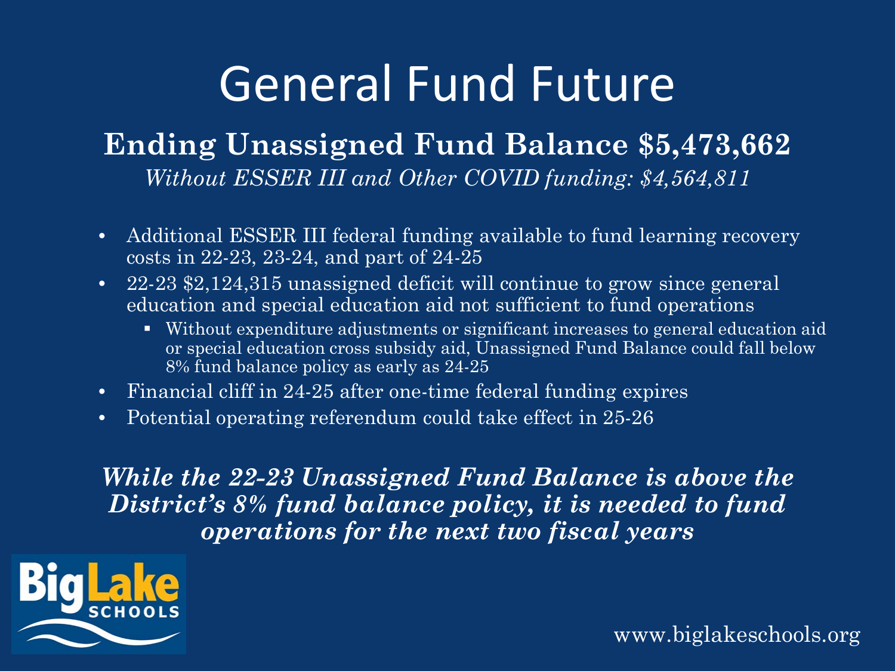# General Fund Future

**Ending Unassigned Fund Balance $5,473,662**

*Without ESSER III and Other COVID funding: $4,564,811*

- Additional ESSER III federal funding available to fund learning recovery costs in 22-23, 23-24, and part of 24-25
- 22-23 $2,124,315 unassigned deficit will continue to grow since general education and special education aid not sufficient to fund operations
  - Without expenditure adjustments or significant increases to general education aid or special education cross subsidy aid, Unassigned Fund Balance could fall below 8% fund balance policy as early as 24-25
- Financial cliff in 24-25 after one-time federal funding expires
- Potential operating referendum could take effect in 25-26

***While the 22-23 Unassigned Fund Balance is above the District's 8% fund balance policy, it is needed to fund operations for the next two fiscal years***

Big Lake SCHOOLS

www.biglakeschools.org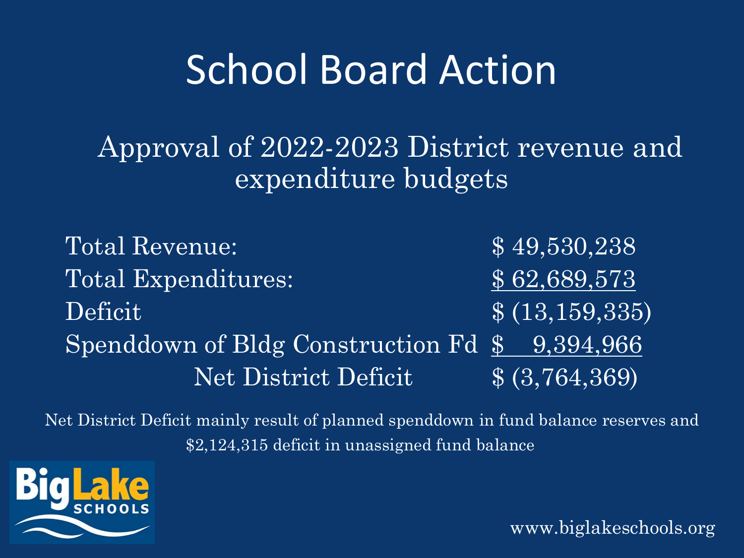# School Board Action

## Approval of 2022-2023 District revenue and expenditure budgets

| | |
|---|---|
| Total Revenue: | $ 49,530,238 |
| Total Expenditures: | $ 62,689,573 |
| Deficit | $ (13,159,335) |
| Spenddown of Bldg Construction Fd | $ 9,394,966 |
| Net District Deficit | $ (3,764,369) |

Net District Deficit mainly result of planned spenddown in fund balance reserves and $2,124,315 deficit in unassigned fund balance

Big Lake SCHOOLS

www.biglakeschools.org